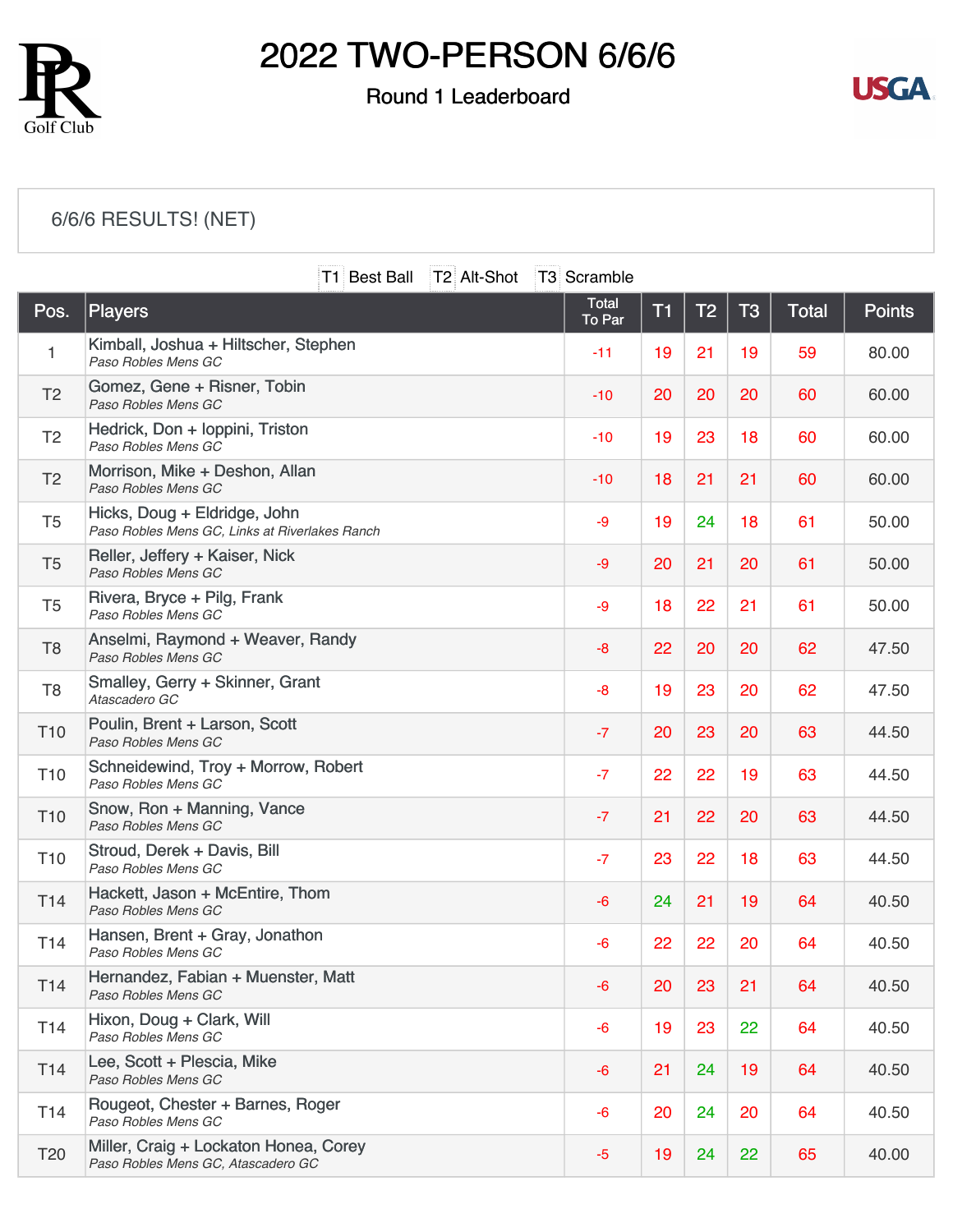# 2022 TWO-PERSON 6/6/6

## Round 1 Leaderboard

6/6/6 RESULTS! (NET)

T1 Best Ball T2 Alt-Shot T3 Scramble

| Pos. | Players | Total To Par | T1 | T2 | T3 | Total | Points |
|---|---|---|---|---|---|---|---|
| 1 | Kimball, Joshua + Hiltscher, Stephen<br>*Paso Robles Mens GC* | -11 | 19 | 21 | 19 | 59 | 80.00 |
| T2 | Gomez, Gene + Risner, Tobin<br>*Paso Robles Mens GC* | -10 | 20 | 20 | 20 | 60 | 60.00 |
| T2 | Hedrick, Don + Ioppini, Triston<br>*Paso Robles Mens GC* | -10 | 19 | 23 | 18 | 60 | 60.00 |
| T2 | Morrison, Mike + Deshon, Allan<br>*Paso Robles Mens GC* | -10 | 18 | 21 | 21 | 60 | 60.00 |
| T5 | Hicks, Doug + Eldridge, John<br>*Paso Robles Mens GC, Links at Riverlakes Ranch* | -9 | 19 | 24 | 18 | 61 | 50.00 |
| T5 | Reller, Jeffery + Kaiser, Nick<br>*Paso Robles Mens GC* | -9 | 20 | 21 | 20 | 61 | 50.00 |
| T5 | Rivera, Bryce + Pilg, Frank<br>*Paso Robles Mens GC* | -9 | 18 | 22 | 21 | 61 | 50.00 |
| T8 | Anselmi, Raymond + Weaver, Randy<br>*Paso Robles Mens GC* | -8 | 22 | 20 | 20 | 62 | 47.50 |
| T8 | Smalley, Gerry + Skinner, Grant<br>*Atascadero GC* | -8 | 19 | 23 | 20 | 62 | 47.50 |
| T10 | Poulin, Brent + Larson, Scott<br>*Paso Robles Mens GC* | -7 | 20 | 23 | 20 | 63 | 44.50 |
| T10 | Schneidewind, Troy + Morrow, Robert<br>*Paso Robles Mens GC* | -7 | 22 | 22 | 19 | 63 | 44.50 |
| T10 | Snow, Ron + Manning, Vance<br>*Paso Robles Mens GC* | -7 | 21 | 22 | 20 | 63 | 44.50 |
| T10 | Stroud, Derek + Davis, Bill<br>*Paso Robles Mens GC* | -7 | 23 | 22 | 18 | 63 | 44.50 |
| T14 | Hackett, Jason + McEntire, Thom<br>*Paso Robles Mens GC* | -6 | 24 | 21 | 19 | 64 | 40.50 |
| T14 | Hansen, Brent + Gray, Jonathon<br>*Paso Robles Mens GC* | -6 | 22 | 22 | 20 | 64 | 40.50 |
| T14 | Hernandez, Fabian + Muenster, Matt<br>*Paso Robles Mens GC* | -6 | 20 | 23 | 21 | 64 | 40.50 |
| T14 | Hixon, Doug + Clark, Will<br>*Paso Robles Mens GC* | -6 | 19 | 23 | 22 | 64 | 40.50 |
| T14 | Lee, Scott + Plescia, Mike<br>*Paso Robles Mens GC* | -6 | 21 | 24 | 19 | 64 | 40.50 |
| T14 | Rougeot, Chester + Barnes, Roger<br>*Paso Robles Mens GC* | -6 | 20 | 24 | 20 | 64 | 40.50 |
| T20 | Miller, Craig + Lockaton Honea, Corey<br>*Paso Robles Mens GC, Atascadero GC* | -5 | 19 | 24 | 22 | 65 | 40.00 |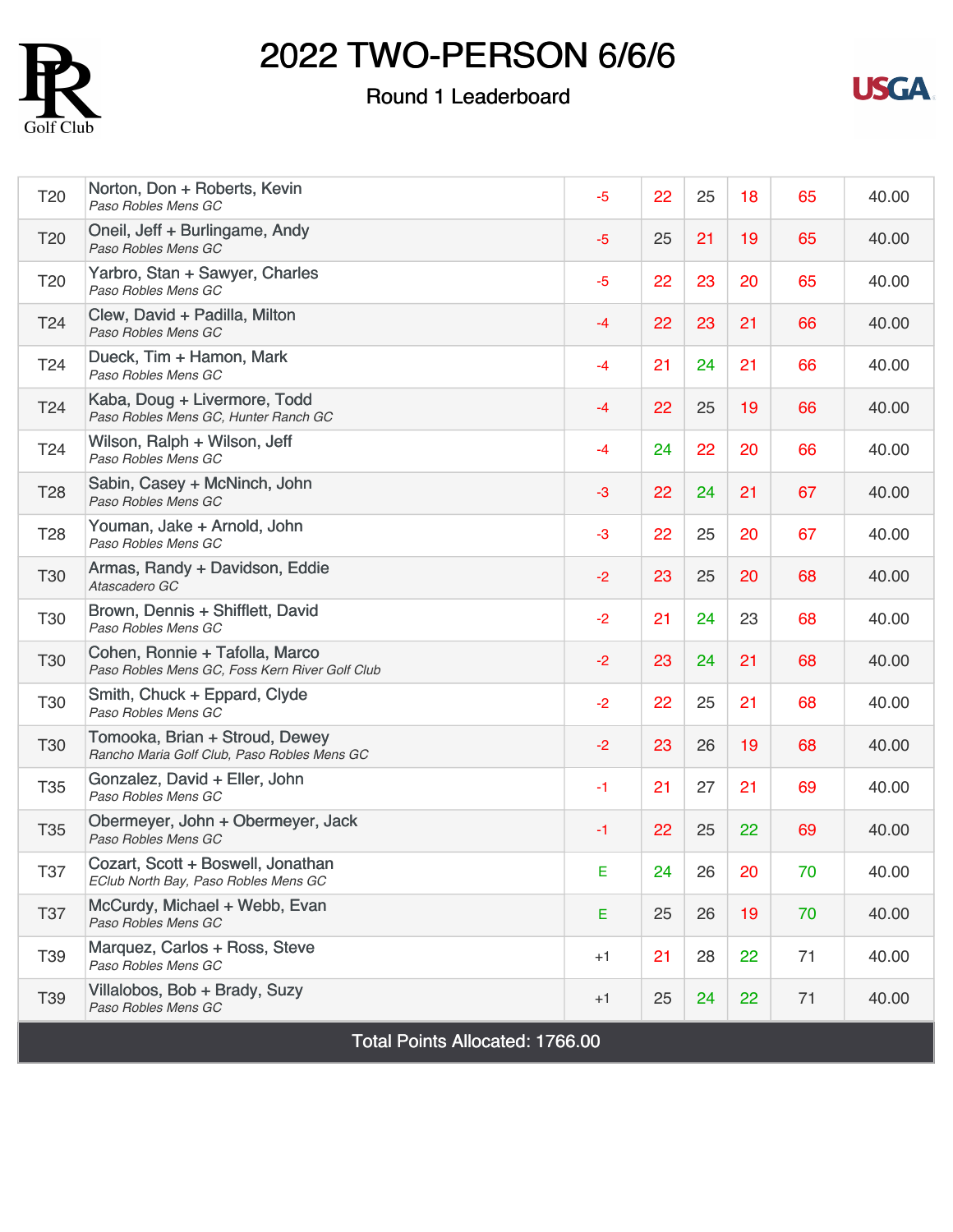# 2022 TWO-PERSON 6/6/6

## Round 1 Leaderboard

| | | | | | | | |
|---|---|---|---|---|---|---|---|
| T20 | Norton, Don + Roberts, Kevin<br>*Paso Robles Mens GC* | -5 | 22 | 25 | 18 | 65 | 40.00 |
| T20 | Oneil, Jeff + Burlingame, Andy<br>*Paso Robles Mens GC* | -5 | 25 | 21 | 19 | 65 | 40.00 |
| T20 | Yarbro, Stan + Sawyer, Charles<br>*Paso Robles Mens GC* | -5 | 22 | 23 | 20 | 65 | 40.00 |
| T24 | Clew, David + Padilla, Milton<br>*Paso Robles Mens GC* | -4 | 22 | 23 | 21 | 66 | 40.00 |
| T24 | Dueck, Tim + Hamon, Mark<br>*Paso Robles Mens GC* | -4 | 21 | 24 | 21 | 66 | 40.00 |
| T24 | Kaba, Doug + Livermore, Todd<br>*Paso Robles Mens GC, Hunter Ranch GC* | -4 | 22 | 25 | 19 | 66 | 40.00 |
| T24 | Wilson, Ralph + Wilson, Jeff<br>*Paso Robles Mens GC* | -4 | 24 | 22 | 20 | 66 | 40.00 |
| T28 | Sabin, Casey + McNinch, John<br>*Paso Robles Mens GC* | -3 | 22 | 24 | 21 | 67 | 40.00 |
| T28 | Youman, Jake + Arnold, John<br>*Paso Robles Mens GC* | -3 | 22 | 25 | 20 | 67 | 40.00 |
| T30 | Armas, Randy + Davidson, Eddie<br>*Atascadero GC* | -2 | 23 | 25 | 20 | 68 | 40.00 |
| T30 | Brown, Dennis + Shifflett, David<br>*Paso Robles Mens GC* | -2 | 21 | 24 | 23 | 68 | 40.00 |
| T30 | Cohen, Ronnie + Tafolla, Marco<br>*Paso Robles Mens GC, Foss Kern River Golf Club* | -2 | 23 | 24 | 21 | 68 | 40.00 |
| T30 | Smith, Chuck + Eppard, Clyde<br>*Paso Robles Mens GC* | -2 | 22 | 25 | 21 | 68 | 40.00 |
| T30 | Tomooka, Brian + Stroud, Dewey<br>*Rancho Maria Golf Club, Paso Robles Mens GC* | -2 | 23 | 26 | 19 | 68 | 40.00 |
| T35 | Gonzalez, David + Eller, John<br>*Paso Robles Mens GC* | -1 | 21 | 27 | 21 | 69 | 40.00 |
| T35 | Obermeyer, John + Obermeyer, Jack<br>*Paso Robles Mens GC* | -1 | 22 | 25 | 22 | 69 | 40.00 |
| T37 | Cozart, Scott + Boswell, Jonathan<br>*EClub North Bay, Paso Robles Mens GC* | E | 24 | 26 | 20 | 70 | 40.00 |
| T37 | McCurdy, Michael + Webb, Evan<br>*Paso Robles Mens GC* | E | 25 | 26 | 19 | 70 | 40.00 |
| T39 | Marquez, Carlos + Ross, Steve<br>*Paso Robles Mens GC* | +1 | 21 | 28 | 22 | 71 | 40.00 |
| T39 | Villalobos, Bob + Brady, Suzy<br>*Paso Robles Mens GC* | +1 | 25 | 24 | 22 | 71 | 40.00 |

Total Points Allocated: 1766.00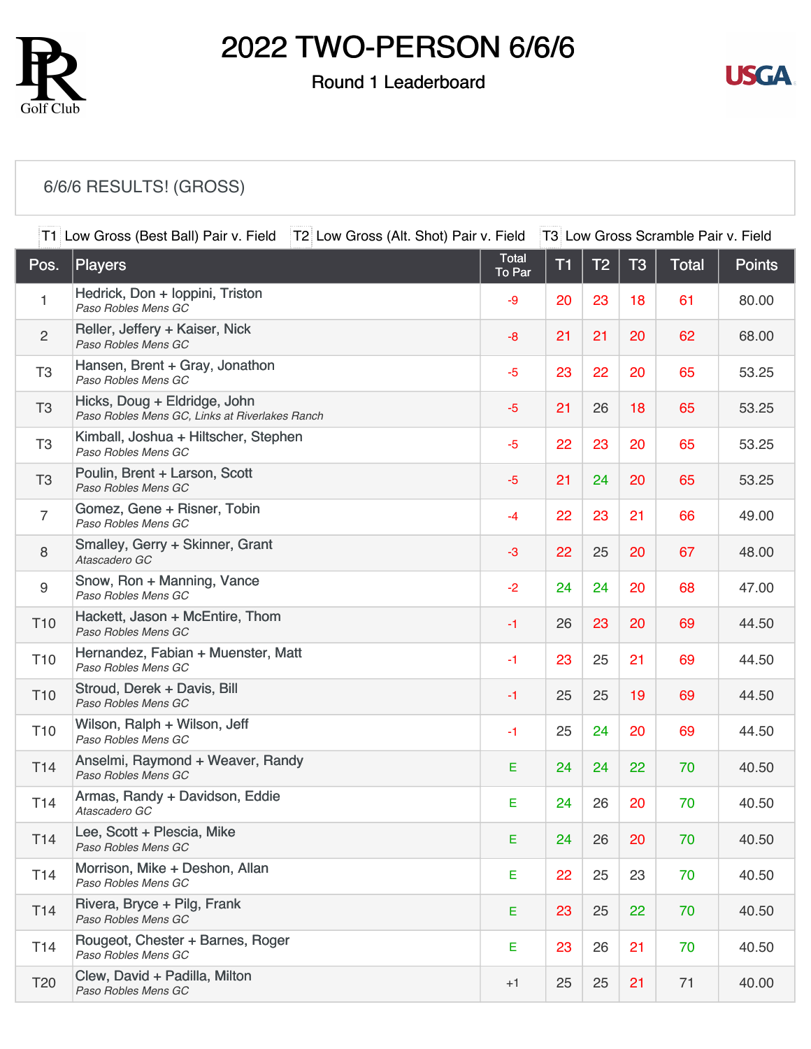# 2022 TWO-PERSON 6/6/6

## Round 1 Leaderboard

### 6/6/6 RESULTS! (GROSS)

T1 Low Gross (Best Ball) Pair v. Field   T2 Low Gross (Alt. Shot) Pair v. Field   T3 Low Gross Scramble Pair v. Field

| Pos. | Players | Total To Par | T1 | T2 | T3 | Total | Points |
|---|---|---|---|---|---|---|---|
| 1 | Hedrick, Don + Ioppini, Triston *Paso Robles Mens GC* | -9 | 20 | 23 | 18 | 61 | 80.00 |
| 2 | Reller, Jeffery + Kaiser, Nick *Paso Robles Mens GC* | -8 | 21 | 21 | 20 | 62 | 68.00 |
| T3 | Hansen, Brent + Gray, Jonathon *Paso Robles Mens GC* | -5 | 23 | 22 | 20 | 65 | 53.25 |
| T3 | Hicks, Doug + Eldridge, John *Paso Robles Mens GC, Links at Riverlakes Ranch* | -5 | 21 | 26 | 18 | 65 | 53.25 |
| T3 | Kimball, Joshua + Hiltscher, Stephen *Paso Robles Mens GC* | -5 | 22 | 23 | 20 | 65 | 53.25 |
| T3 | Poulin, Brent + Larson, Scott *Paso Robles Mens GC* | -5 | 21 | 24 | 20 | 65 | 53.25 |
| 7 | Gomez, Gene + Risner, Tobin *Paso Robles Mens GC* | -4 | 22 | 23 | 21 | 66 | 49.00 |
| 8 | Smalley, Gerry + Skinner, Grant *Atascadero GC* | -3 | 22 | 25 | 20 | 67 | 48.00 |
| 9 | Snow, Ron + Manning, Vance *Paso Robles Mens GC* | -2 | 24 | 24 | 20 | 68 | 47.00 |
| T10 | Hackett, Jason + McEntire, Thom *Paso Robles Mens GC* | -1 | 26 | 23 | 20 | 69 | 44.50 |
| T10 | Hernandez, Fabian + Muenster, Matt *Paso Robles Mens GC* | -1 | 23 | 25 | 21 | 69 | 44.50 |
| T10 | Stroud, Derek + Davis, Bill *Paso Robles Mens GC* | -1 | 25 | 25 | 19 | 69 | 44.50 |
| T10 | Wilson, Ralph + Wilson, Jeff *Paso Robles Mens GC* | -1 | 25 | 24 | 20 | 69 | 44.50 |
| T14 | Anselmi, Raymond + Weaver, Randy *Paso Robles Mens GC* | E | 24 | 24 | 22 | 70 | 40.50 |
| T14 | Armas, Randy + Davidson, Eddie *Atascadero GC* | E | 24 | 26 | 20 | 70 | 40.50 |
| T14 | Lee, Scott + Plescia, Mike *Paso Robles Mens GC* | E | 24 | 26 | 20 | 70 | 40.50 |
| T14 | Morrison, Mike + Deshon, Allan *Paso Robles Mens GC* | E | 22 | 25 | 23 | 70 | 40.50 |
| T14 | Rivera, Bryce + Pilg, Frank *Paso Robles Mens GC* | E | 23 | 25 | 22 | 70 | 40.50 |
| T14 | Rougeot, Chester + Barnes, Roger *Paso Robles Mens GC* | E | 23 | 26 | 21 | 70 | 40.50 |
| T20 | Clew, David + Padilla, Milton *Paso Robles Mens GC* | +1 | 25 | 25 | 21 | 71 | 40.00 |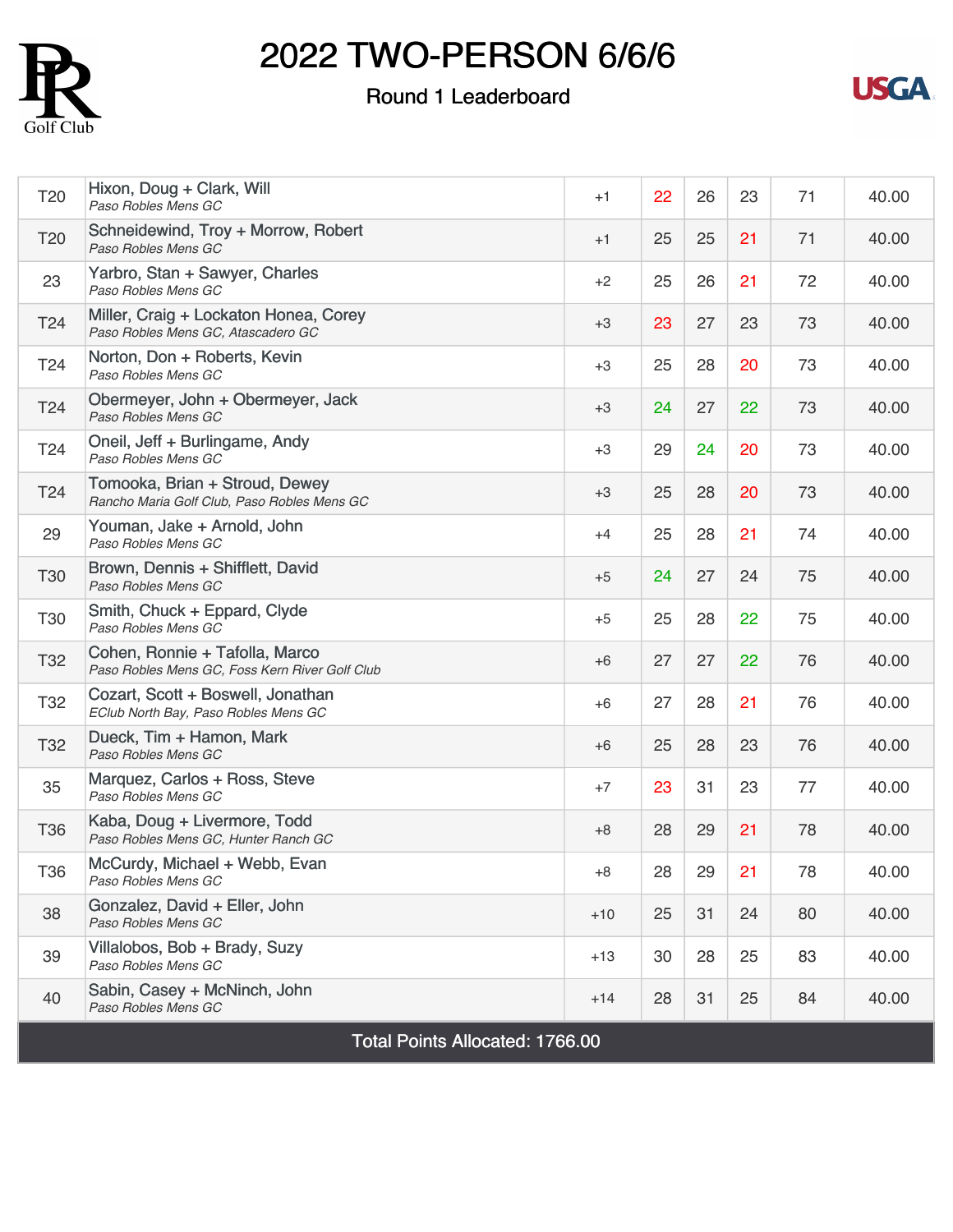# 2022 TWO-PERSON 6/6/6

## Round 1 Leaderboard

| | | | | | | | |
|---|---|---|---|---|---|---|---|
| T20 | Hixon, Doug + Clark, Will<br>*Paso Robles Mens GC* | +1 | 22 | 26 | 23 | 71 | 40.00 |
| T20 | Schneidewind, Troy + Morrow, Robert<br>*Paso Robles Mens GC* | +1 | 25 | 25 | 21 | 71 | 40.00 |
| 23 | Yarbro, Stan + Sawyer, Charles<br>*Paso Robles Mens GC* | +2 | 25 | 26 | 21 | 72 | 40.00 |
| T24 | Miller, Craig + Lockaton Honea, Corey<br>*Paso Robles Mens GC, Atascadero GC* | +3 | 23 | 27 | 23 | 73 | 40.00 |
| T24 | Norton, Don + Roberts, Kevin<br>*Paso Robles Mens GC* | +3 | 25 | 28 | 20 | 73 | 40.00 |
| T24 | Obermeyer, John + Obermeyer, Jack<br>*Paso Robles Mens GC* | +3 | 24 | 27 | 22 | 73 | 40.00 |
| T24 | Oneil, Jeff + Burlingame, Andy<br>*Paso Robles Mens GC* | +3 | 29 | 24 | 20 | 73 | 40.00 |
| T24 | Tomooka, Brian + Stroud, Dewey<br>*Rancho Maria Golf Club, Paso Robles Mens GC* | +3 | 25 | 28 | 20 | 73 | 40.00 |
| 29 | Youman, Jake + Arnold, John<br>*Paso Robles Mens GC* | +4 | 25 | 28 | 21 | 74 | 40.00 |
| T30 | Brown, Dennis + Shifflett, David<br>*Paso Robles Mens GC* | +5 | 24 | 27 | 24 | 75 | 40.00 |
| T30 | Smith, Chuck + Eppard, Clyde<br>*Paso Robles Mens GC* | +5 | 25 | 28 | 22 | 75 | 40.00 |
| T32 | Cohen, Ronnie + Tafolla, Marco<br>*Paso Robles Mens GC, Foss Kern River Golf Club* | +6 | 27 | 27 | 22 | 76 | 40.00 |
| T32 | Cozart, Scott + Boswell, Jonathan<br>*EClub North Bay, Paso Robles Mens GC* | +6 | 27 | 28 | 21 | 76 | 40.00 |
| T32 | Dueck, Tim + Hamon, Mark<br>*Paso Robles Mens GC* | +6 | 25 | 28 | 23 | 76 | 40.00 |
| 35 | Marquez, Carlos + Ross, Steve<br>*Paso Robles Mens GC* | +7 | 23 | 31 | 23 | 77 | 40.00 |
| T36 | Kaba, Doug + Livermore, Todd<br>*Paso Robles Mens GC, Hunter Ranch GC* | +8 | 28 | 29 | 21 | 78 | 40.00 |
| T36 | McCurdy, Michael + Webb, Evan<br>*Paso Robles Mens GC* | +8 | 28 | 29 | 21 | 78 | 40.00 |
| 38 | Gonzalez, David + Eller, John<br>*Paso Robles Mens GC* | +10 | 25 | 31 | 24 | 80 | 40.00 |
| 39 | Villalobos, Bob + Brady, Suzy<br>*Paso Robles Mens GC* | +13 | 30 | 28 | 25 | 83 | 40.00 |
| 40 | Sabin, Casey + McNinch, John<br>*Paso Robles Mens GC* | +14 | 28 | 31 | 25 | 84 | 40.00 |

Total Points Allocated: 1766.00